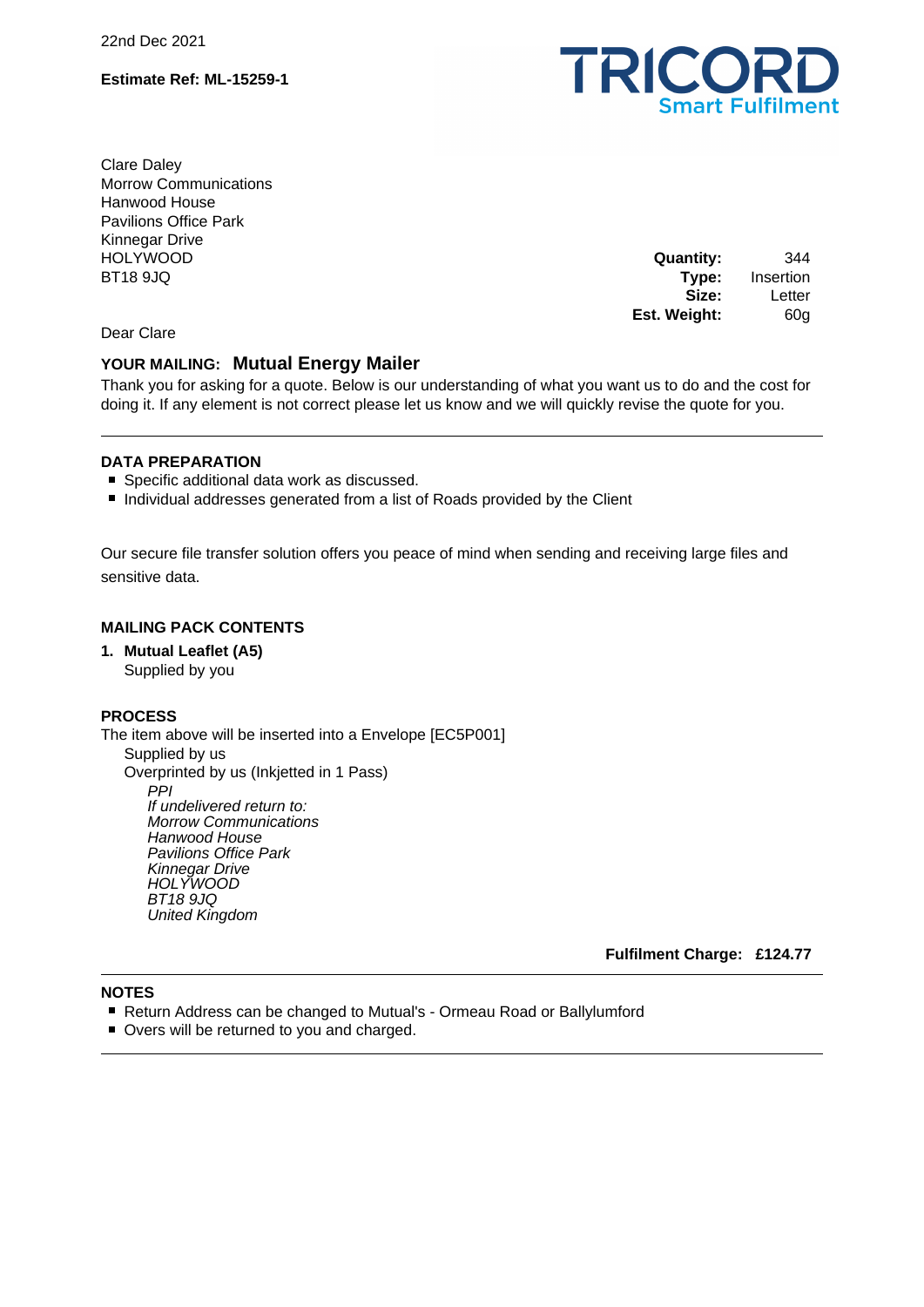22nd Dec 2021

**Estimate Ref: ML-15259-1**

**TRICORD**
Smart Fulfilment

Clare Daley
Morrow Communications
Hanwood House
Pavilions Office Park
Kinnegar Drive
HOLYWOOD
BT18 9JQ

| | |
|---|---|
| **Quantity:** | 344 |
| **Type:** | Insertion |
| **Size:** | Letter |
| **Est. Weight:** | 60g |

Dear Clare

**YOUR MAILING: Mutual Energy Mailer**

Thank you for asking for a quote. Below is our understanding of what you want us to do and the cost for doing it. If any element is not correct please let us know and we will quickly revise the quote for you.

---

### DATA PREPARATION

- Specific additional data work as discussed.
- Individual addresses generated from a list of Roads provided by the Client

Our secure file transfer solution offers you peace of mind when sending and receiving large files and sensitive data.

### MAILING PACK CONTENTS

1. **Mutual Leaflet (A5)**
   Supplied by you

### PROCESS

The item above will be inserted into a Envelope [EC5P001]

Supplied by us
Overprinted by us (Inkjetted in 1 Pass)

*PPI*
*If undelivered return to:*
*Morrow Communications*
*Hanwood House*
*Pavilions Office Park*
*Kinnegar Drive*
*HOLYWOOD*
*BT18 9JQ*
*United Kingdom*

**Fulfilment Charge: £124.77**

---

### NOTES

- Return Address can be changed to Mutual's - Ormeau Road or Ballylumford
- Overs will be returned to you and charged.

---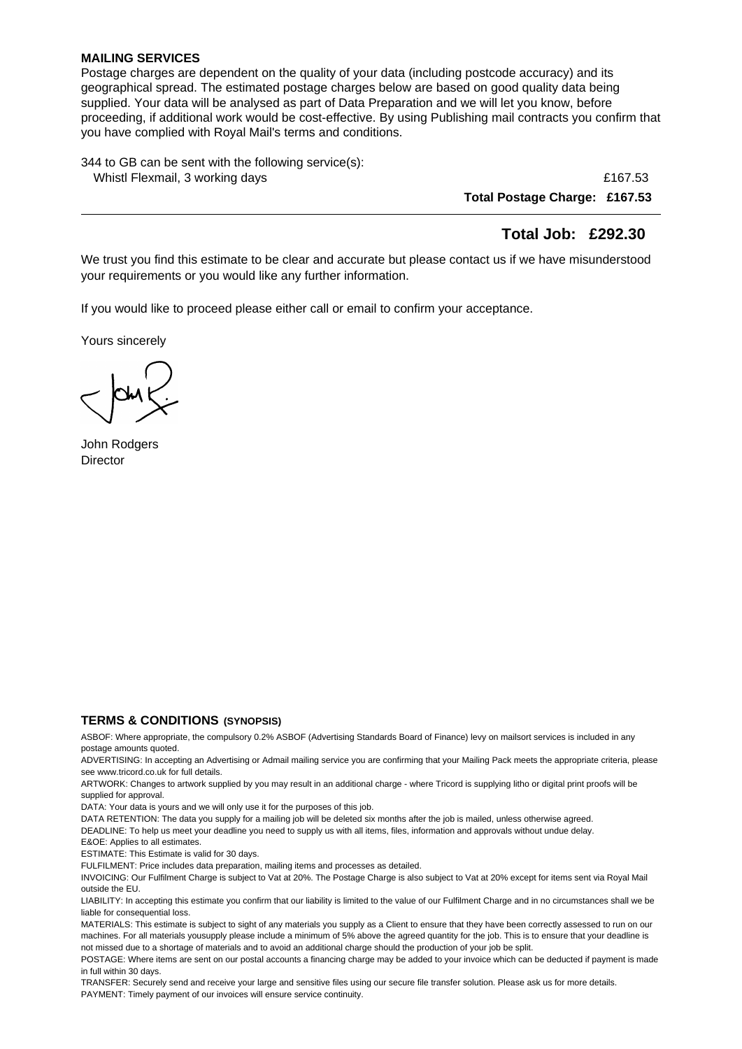**MAILING SERVICES**

Postage charges are dependent on the quality of your data (including postcode accuracy) and its geographical spread. The estimated postage charges below are based on good quality data being supplied. Your data will be analysed as part of Data Preparation and we will let you know, before proceeding, if additional work would be cost-effective. By using Publishing mail contracts you confirm that you have complied with Royal Mail's terms and conditions.

344 to GB can be sent with the following service(s):

| | |
|---|---|
| Whistl Flexmail, 3 working days | £167.53 |
| **Total Postage Charge:** | **£167.53** |

---

**Total Job: £292.30**

We trust you find this estimate to be clear and accurate but please contact us if we have misunderstood your requirements or you would like any further information.

If you would like to proceed please either call or email to confirm your acceptance.

Yours sincerely

John Rodgers
Director

**TERMS & CONDITIONS (SYNOPSIS)**

ASBOF: Where appropriate, the compulsory 0.2% ASBOF (Advertising Standards Board of Finance) levy on mailsort services is included in any postage amounts quoted.

ADVERTISING: In accepting an Advertising or Admail mailing service you are confirming that your Mailing Pack meets the appropriate criteria, please see www.tricord.co.uk for full details.

ARTWORK: Changes to artwork supplied by you may result in an additional charge - where Tricord is supplying litho or digital print proofs will be supplied for approval.

DATA: Your data is yours and we will only use it for the purposes of this job.

DATA RETENTION: The data you supply for a mailing job will be deleted six months after the job is mailed, unless otherwise agreed.

DEADLINE: To help us meet your deadline you need to supply us with all items, files, information and approvals without undue delay.

E&OE: Applies to all estimates.

ESTIMATE: This Estimate is valid for 30 days.

FULFILMENT: Price includes data preparation, mailing items and processes as detailed.

INVOICING: Our Fulfilment Charge is subject to Vat at 20%. The Postage Charge is also subject to Vat at 20% except for items sent via Royal Mail outside the EU.

LIABILITY: In accepting this estimate you confirm that our liability is limited to the value of our Fulfilment Charge and in no circumstances shall we be liable for consequential loss.

MATERIALS: This estimate is subject to sight of any materials you supply as a Client to ensure that they have been correctly assessed to run on our machines. For all materials yousupply please include a minimum of 5% above the agreed quantity for the job. This is to ensure that your deadline is not missed due to a shortage of materials and to avoid an additional charge should the production of your job be split.

POSTAGE: Where items are sent on our postal accounts a financing charge may be added to your invoice which can be deducted if payment is made in full within 30 days.

TRANSFER: Securely send and receive your large and sensitive files using our secure file transfer solution. Please ask us for more details.

PAYMENT: Timely payment of our invoices will ensure service continuity.